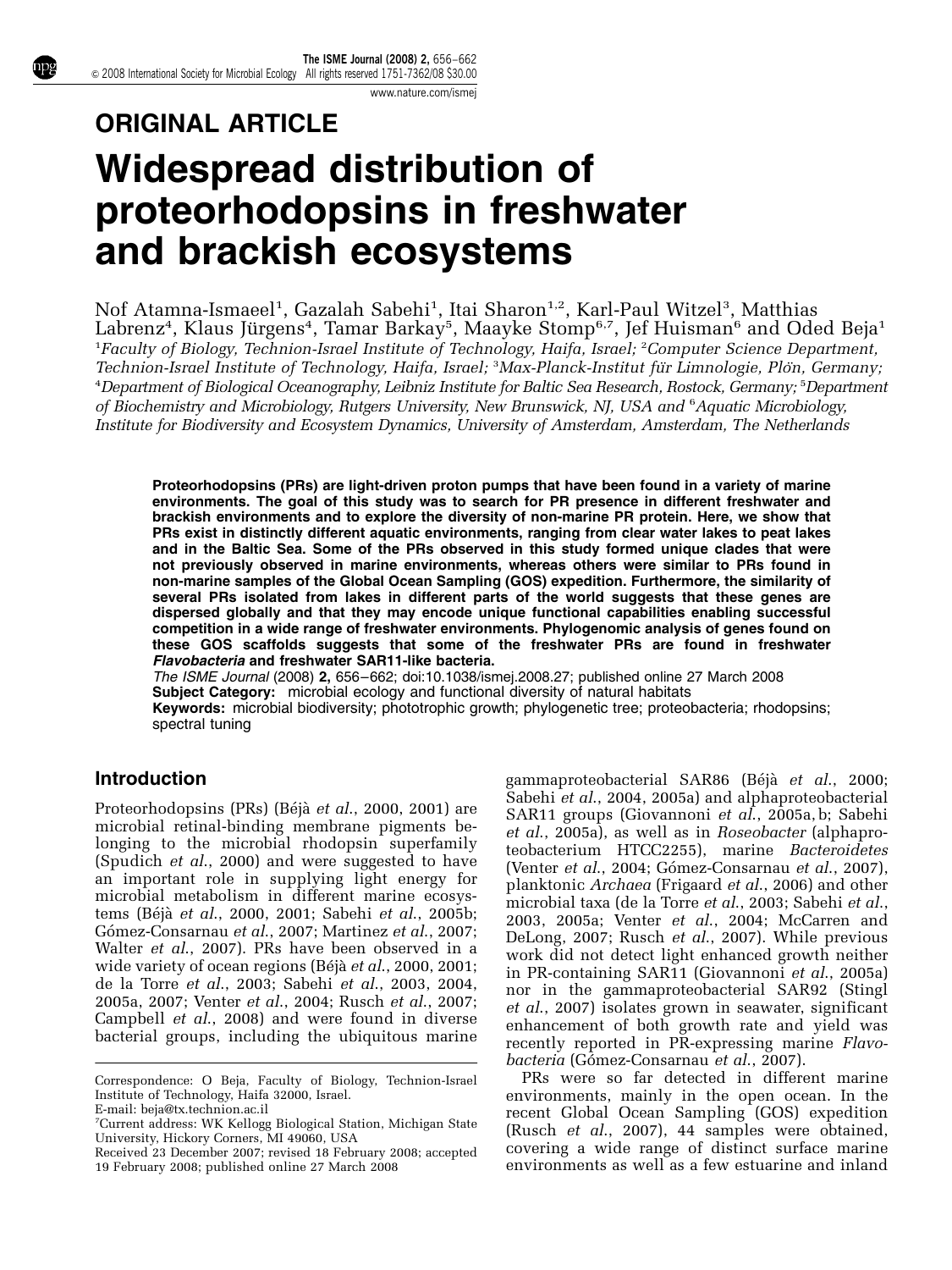## ORIGINAL ARTICLE

# Widespread distribution of proteorhodopsins in freshwater and brackish ecosystems

Nof Atamna-Ismaeel[1], Gazalah Sabehi[1], Itai Sharon[1,2], Karl-Paul Witzel[3], Matthias Labrenz[4], Klaus Jürgens[4], Tamar Barkay[5], Maayke Stomp[6,7], Jef Huisman[6] and Oded Beja[1]

[1]*Faculty of Biology, Technion-Israel Institute of Technology, Haifa, Israel;* [2]*Computer Science Department, Technion-Israel Institute of Technology, Haifa, Israel;* [3]*Max-Planck-Institut für Limnologie, Plön, Germany;* [4]*Department of Biological Oceanography, Leibniz Institute for Baltic Sea Research, Rostock, Germany;* [5]*Department of Biochemistry and Microbiology, Rutgers University, New Brunswick, NJ, USA and* [6]*Aquatic Microbiology, Institute for Biodiversity and Ecosystem Dynamics, University of Amsterdam, Amsterdam, The Netherlands*

**Proteorhodopsins (PRs) are light-driven proton pumps that have been found in a variety of marine environments. The goal of this study was to search for PR presence in different freshwater and brackish environments and to explore the diversity of non-marine PR protein. Here, we show that PRs exist in distinctly different aquatic environments, ranging from clear water lakes to peat lakes and in the Baltic Sea. Some of the PRs observed in this study formed unique clades that were not previously observed in marine environments, whereas others were similar to PRs found in non-marine samples of the Global Ocean Sampling (GOS) expedition. Furthermore, the similarity of several PRs isolated from lakes in different parts of the world suggests that these genes are dispersed globally and that they may encode unique functional capabilities enabling successful competition in a wide range of freshwater environments. Phylogenomic analysis of genes found on these GOS scaffolds suggests that some of the freshwater PRs are found in freshwater *Flavobacteria* and freshwater SAR11-like bacteria.**

*The ISME Journal* (2008) **2,** 656–662; doi:10.1038/ismej.2008.27; published online 27 March 2008

**Subject Category:** microbial ecology and functional diversity of natural habitats

**Keywords:** microbial biodiversity; phototrophic growth; phylogenetic tree; proteobacteria; rhodopsins; spectral tuning

## Introduction

Proteorhodopsins (PRs) (Béjà *et al.*, 2000, 2001) are microbial retinal-binding membrane pigments belonging to the microbial rhodopsin superfamily (Spudich *et al.*, 2000) and were suggested to have an important role in supplying light energy for microbial metabolism in different marine ecosystems (Béjà *et al.*, 2000, 2001; Sabehi *et al.*, 2005b; Gómez-Consarnau *et al.*, 2007; Martinez *et al.*, 2007; Walter *et al.*, 2007). PRs have been observed in a wide variety of ocean regions (Béjà *et al.*, 2000, 2001; de la Torre *et al.*, 2003; Sabehi *et al.*, 2003, 2004, 2005a, 2007; Venter *et al.*, 2004; Rusch *et al.*, 2007; Campbell *et al.*, 2008) and were found in diverse bacterial groups, including the ubiquitous marine gammaproteobacterial SAR86 (Béjà *et al.*, 2000; Sabehi *et al.*, 2004, 2005a) and alphaproteobacterial SAR11 groups (Giovannoni *et al.*, 2005a, b; Sabehi *et al.*, 2005a), as well as in *Roseobacter* (alphaproteobacterium HTCC2255), marine *Bacteroidetes* (Venter *et al.*, 2004; Gómez-Consarnau *et al.*, 2007), planktonic *Archaea* (Frigaard *et al.*, 2006) and other microbial taxa (de la Torre *et al.*, 2003; Sabehi *et al.*, 2003, 2005a; Venter *et al.*, 2004; McCarren and DeLong, 2007; Rusch *et al.*, 2007). While previous work did not detect light enhanced growth neither in PR-containing SAR11 (Giovannoni *et al.*, 2005a) nor in the gammaproteobacterial SAR92 (Stingl *et al.*, 2007) isolates grown in seawater, significant enhancement of both growth rate and yield was recently reported in PR-expressing marine *Flavobacteria* (Gómez-Consarnau *et al.*, 2007).

PRs were so far detected in different marine environments, mainly in the open ocean. In the recent Global Ocean Sampling (GOS) expedition (Rusch *et al.*, 2007), 44 samples were obtained, covering a wide range of distinct surface marine environments as well as a few estuarine and inland

Correspondence: O Beja, Faculty of Biology, Technion-Israel Institute of Technology, Haifa 32000, Israel.
E-mail: beja@tx.technion.ac.il

[7]Current address: WK Kellogg Biological Station, Michigan State University, Hickory Corners, MI 49060, USA

Received 23 December 2007; revised 18 February 2008; accepted 19 February 2008; published online 27 March 2008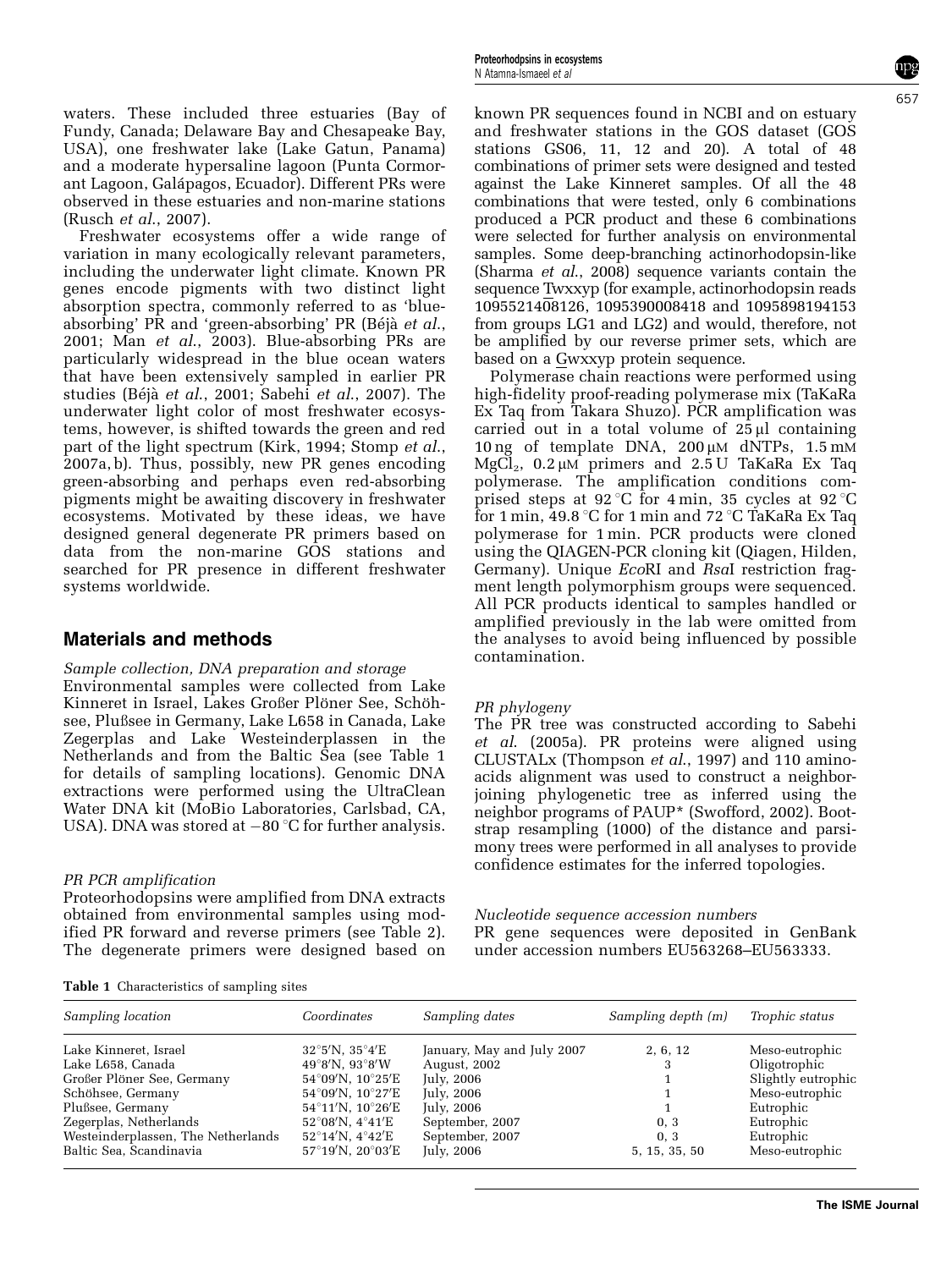waters. These included three estuaries (Bay of Fundy, Canada; Delaware Bay and Chesapeake Bay, USA), one freshwater lake (Lake Gatun, Panama) and a moderate hypersaline lagoon (Punta Cormorant Lagoon, Galápagos, Ecuador). Different PRs were observed in these estuaries and non-marine stations (Rusch *et al.*, 2007).

Freshwater ecosystems offer a wide range of variation in many ecologically relevant parameters, including the underwater light climate. Known PR genes encode pigments with two distinct light absorption spectra, commonly referred to as 'blue-absorbing' PR and 'green-absorbing' PR (Béjà *et al.*, 2001; Man *et al.*, 2003). Blue-absorbing PRs are particularly widespread in the blue ocean waters that have been extensively sampled in earlier PR studies (Béjà *et al.*, 2001; Sabehi *et al.*, 2007). The underwater light color of most freshwater ecosystems, however, is shifted towards the green and red part of the light spectrum (Kirk, 1994; Stomp *et al.*, 2007a, b). Thus, possibly, new PR genes encoding green-absorbing and perhaps even red-absorbing pigments might be awaiting discovery in freshwater ecosystems. Motivated by these ideas, we have designed general degenerate PR primers based on data from the non-marine GOS stations and searched for PR presence in different freshwater systems worldwide.

## Materials and methods

*Sample collection, DNA preparation and storage*

Environmental samples were collected from Lake Kinneret in Israel, Lakes Großer Plöner See, Schöhsee, Plußsee in Germany, Lake L658 in Canada, Lake Zegerplas and Lake Westeinderplassen in the Netherlands and from the Baltic Sea (see Table 1 for details of sampling locations). Genomic DNA extractions were performed using the UltraClean Water DNA kit (MoBio Laboratories, Carlsbad, CA, USA). DNA was stored at −80 °C for further analysis.

*PR PCR amplification*

Proteorhodopsins were amplified from DNA extracts obtained from environmental samples using modified PR forward and reverse primers (see Table 2). The degenerate primers were designed based on known PR sequences found in NCBI and on estuary and freshwater stations in the GOS dataset (GOS stations GS06, 11, 12 and 20). A total of 48 combinations of primer sets were designed and tested against the Lake Kinneret samples. Of all the 48 combinations that were tested, only 6 combinations produced a PCR product and these 6 combinations were selected for further analysis on environmental samples. Some deep-branching actinorhodopsin-like (Sharma *et al.*, 2008) sequence variants contain the sequence <u>T</u>wxxyp (for example, actinorhodopsin reads 1095521408126, 1095390008418 and 1095898194153 from groups LG1 and LG2) and would, therefore, not be amplified by our reverse primer sets, which are based on a <u>G</u>wxxyp protein sequence.

Polymerase chain reactions were performed using high-fidelity proof-reading polymerase mix (TaKaRa Ex Taq from Takara Shuzo). PCR amplification was carried out in a total volume of 25 μl containing 10 ng of template DNA, 200 μM dNTPs, 1.5 mM $MgCl_2$, 0.2 μM primers and 2.5 U TaKaRa Ex Taq polymerase. The amplification conditions comprised steps at 92 °C for 4 min, 35 cycles at 92 °C for 1 min, 49.8 °C for 1 min and 72 °C TaKaRa Ex Taq polymerase for 1 min. PCR products were cloned using the QIAGEN-PCR cloning kit (Qiagen, Hilden, Germany). Unique *Eco*RI and *Rsa*I restriction fragment length polymorphism groups were sequenced. All PCR products identical to samples handled or amplified previously in the lab were omitted from the analyses to avoid being influenced by possible contamination.

*PR phylogeny*

The PR tree was constructed according to Sabehi *et al.* (2005a). PR proteins were aligned using CLUSTALx (Thompson *et al.*, 1997) and 110 amino-acids alignment was used to construct a neighbor-joining phylogenetic tree as inferred using the neighbor programs of PAUP* (Swofford, 2002). Bootstrap resampling (1000) of the distance and parsimony trees were performed in all analyses to provide confidence estimates for the inferred topologies.

*Nucleotide sequence accession numbers*

PR gene sequences were deposited in GenBank under accession numbers EU563268–EU563333.

**Table 1** Characteristics of sampling sites

| *Sampling location* | *Coordinates* | *Sampling dates* | *Sampling depth (m)* | *Trophic status* |
|---|---|---|---|---|
| Lake Kinneret, Israel | 32°5′N, 35°4′E | January, May and July 2007 | 2, 6, 12 | Meso-eutrophic |
| Lake L658, Canada | 49°8′N, 93°8′W | August, 2002 | 3 | Oligotrophic |
| Großer Plöner See, Germany | 54°09′N, 10°25′E | July, 2006 | 1 | Slightly eutrophic |
| Schöhsee, Germany | 54°09′N, 10°27′E | July, 2006 | 1 | Meso-eutrophic |
| Plußsee, Germany | 54°11′N, 10°26′E | July, 2006 | 1 | Eutrophic |
| Zegerplas, Netherlands | 52°08′N, 4°41′E | September, 2007 | 0, 3 | Eutrophic |
| Westeinderplassen, The Netherlands | 52°14′N, 4°42′E | September, 2007 | 0, 3 | Eutrophic |
| Baltic Sea, Scandinavia | 57°19′N, 20°03′E | July, 2006 | 5, 15, 35, 50 | Meso-eutrophic |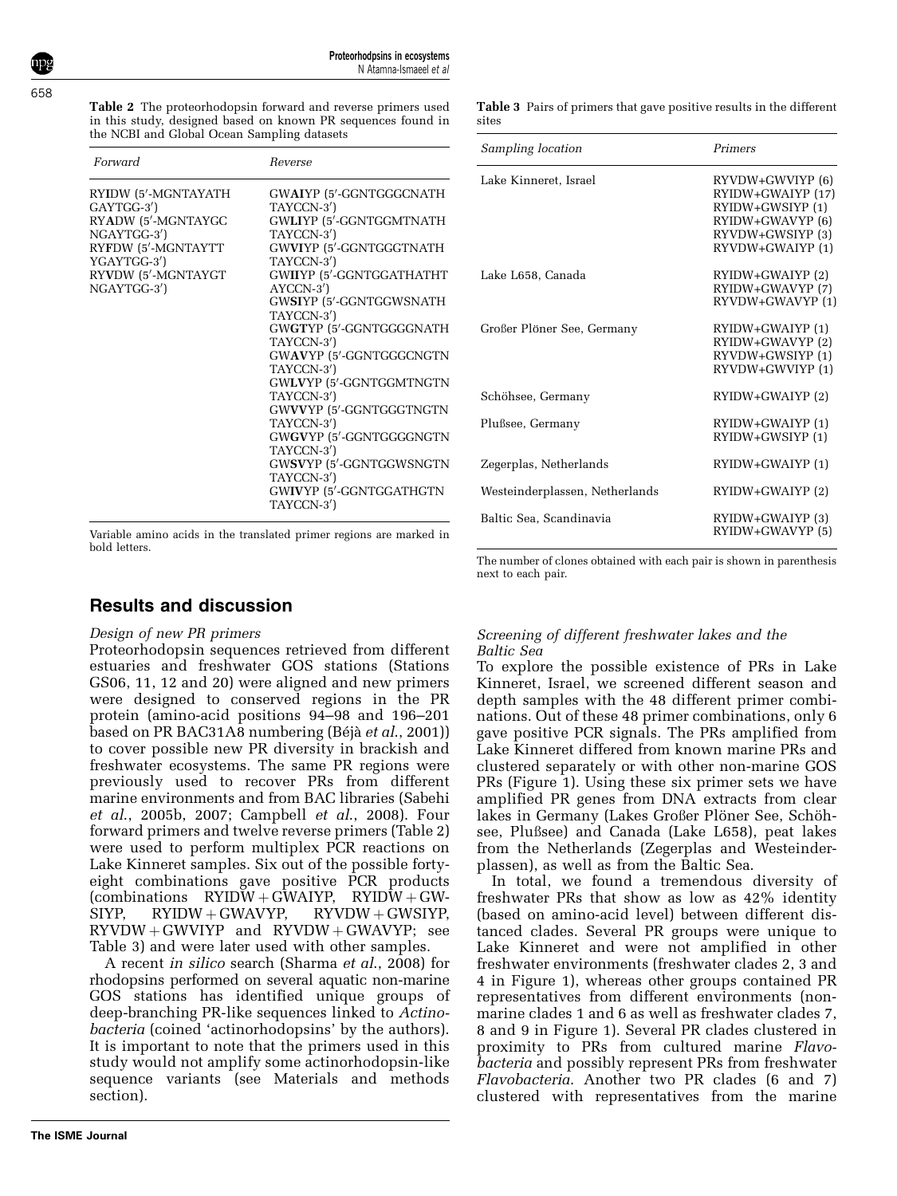**Table 2** The proteorhodopsin forward and reverse primers used in this study, designed based on known PR sequences found in the NCBI and Global Ocean Sampling datasets

| Forward | Reverse |
|---|---|
| RY**I**DW (5′-MGNTAYATH GAYTGG-3′) | GW**AI**YP (5′-GGNTGGGCNATH TAYCCN-3′) |
| RY**A**DW (5′-MGNTAYGC NGAYTGG-3′) | GW**LI**YP (5′-GGNTGGMTNATH TAYCCN-3′) |
| RY**F**DW (5′-MGNTAYTT YGAYTGG-3′) | GW**VI**YP (5′-GGNTGGGTNATH TAYCCN-3′) |
| RY**V**DW (5′-MGNTAYGT NGAYTGG-3′) | GW**II**YP (5′-GGNTGGATHATHT AYCCN-3′) |
| | GW**SI**YP (5′-GGNTGGWSNATH TAYCCN-3′) |
| | GW**GT**YP (5′-GGNTGGGGNATH TAYCCN-3′) |
| | GW**AV**YP (5′-GGNTGGGCNGTN TAYCCN-3′) |
| | GW**LV**YP (5′-GGNTGGMTNGTN TAYCCN-3′) |
| | GW**VV**YP (5′-GGNTGGGTNGTN TAYCCN-3′) |
| | GW**GV**YP (5′-GGNTGGGGNGTN TAYCCN-3′) |
| | GW**SV**YP (5′-GGNTGGWSNGTN TAYCCN-3′) |
| | GW**IV**YP (5′-GGNTGGATHGTN TAYCCN-3′) |

Variable amino acids in the translated primer regions are marked in bold letters.

**Table 3** Pairs of primers that gave positive results in the different sites

| *Sampling location* | *Primers* |
|---|---|
| Lake Kinneret, Israel | RYVDW+GWVIYP (6)<br>RYIDW+GWAIYP (17)<br>RYIDW+GWSIYP (1)<br>RYIDW+GWAVYP (6)<br>RYVDW+GWSIYP (3)<br>RYVDW+GWAIYP (1) |
| Lake L658, Canada | RYIDW+GWAIYP (2)<br>RYIDW+GWAVYP (7)<br>RYVDW+GWAVYP (1) |
| Großer Plöner See, Germany | RYIDW+GWAIYP (1)<br>RYIDW+GWAVYP (2)<br>RYVDW+GWSIYP (1)<br>RYVDW+GWVIYP (1) |
| Schöhsee, Germany | RYIDW+GWAIYP (2) |
| Plußsee, Germany | RYIDW+GWAIYP (1)<br>RYIDW+GWSIYP (1) |
| Zegerplas, Netherlands | RYIDW+GWAIYP (1) |
| Westeinderplassen, Netherlands | RYIDW+GWAIYP (2) |
| Baltic Sea, Scandinavia | RYIDW+GWAIYP (3)<br>RYIDW+GWAVYP (5) |

The number of clones obtained with each pair is shown in parenthesis next to each pair.

## Results and discussion

### *Design of new PR primers*

Proteorhodopsin sequences retrieved from different estuaries and freshwater GOS stations (Stations GS06, 11, 12 and 20) were aligned and new primers were designed to conserved regions in the PR protein (amino-acid positions 94–98 and 196–201 based on PR BAC31A8 numbering (Béjà *et al.*, 2001)) to cover possible new PR diversity in brackish and freshwater ecosystems. The same PR regions were previously used to recover PRs from different marine environments and from BAC libraries (Sabehi *et al.*, 2005b, 2007; Campbell *et al.*, 2008). Four forward primers and twelve reverse primers (Table 2) were used to perform multiplex PCR reactions on Lake Kinneret samples. Six out of the possible forty-eight combinations gave positive PCR products (combinations RYIDW + GWAIYP, RYIDW + GWSIYP, RYIDW + GWAVYP, RYVDW + GWSIYP, RYVDW + GWVIYP and RYVDW + GWAVYP; see Table 3) and were later used with other samples.

A recent *in silico* search (Sharma *et al.*, 2008) for rhodopsins performed on several aquatic non-marine GOS stations has identified unique groups of deep-branching PR-like sequences linked to *Actinobacteria* (coined 'actinorhodopsins' by the authors). It is important to note that the primers used in this study would not amplify some actinorhodopsin-like sequence variants (see Materials and methods section).

### *Screening of different freshwater lakes and the Baltic Sea*

To explore the possible existence of PRs in Lake Kinneret, Israel, we screened different season and depth samples with the 48 different primer combinations. Out of these 48 primer combinations, only 6 gave positive PCR signals. The PRs amplified from Lake Kinneret differed from known marine PRs and clustered separately or with other non-marine GOS PRs (Figure 1). Using these six primer sets we have amplified PR genes from DNA extracts from clear lakes in Germany (Lakes Großer Plöner See, Schöhsee, Plußsee) and Canada (Lake L658), peat lakes from the Netherlands (Zegerplas and Westeinderplassen), as well as from the Baltic Sea.

In total, we found a tremendous diversity of freshwater PRs that show as low as 42% identity (based on amino-acid level) between different distanced clades. Several PR groups were unique to Lake Kinneret and were not amplified in other freshwater environments (freshwater clades 2, 3 and 4 in Figure 1), whereas other groups contained PR representatives from different environments (non-marine clades 1 and 6 as well as freshwater clades 7, 8 and 9 in Figure 1). Several PR clades clustered in proximity to PRs from cultured marine *Flavobacteria* and possibly represent PRs from freshwater *Flavobacteria*. Another two PR clades (6 and 7) clustered with representatives from the marine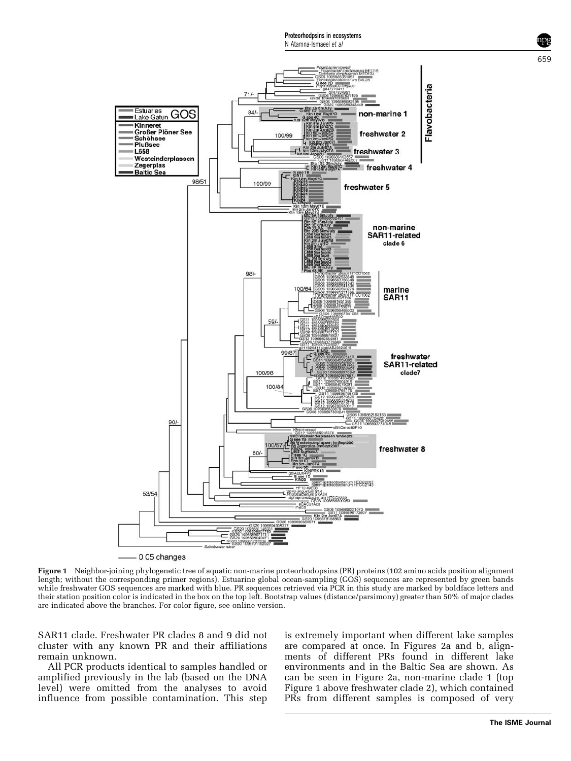**Figure 1** Neighbor-joining phylogenetic tree of aquatic non-marine proteorhodopsins (PR) proteins (102 amino acids position alignment length; without the corresponding primer regions). Estuarine global ocean-sampling (GOS) sequences are represented by green bands while freshwater GOS sequences are marked with blue. PR sequences retrieved via PCR in this study are marked by boldface letters and their station position color is indicated in the box on the top left. Bootstrap values (distance/parsimony) greater than 50% of major clades are indicated above the branches. For color figure, see online version.

SAR11 clade. Freshwater PR clades 8 and 9 did not cluster with any known PR and their affiliations remain unknown.

All PCR products identical to samples handled or amplified previously in the lab (based on the DNA level) were omitted from the analyses to avoid influence from possible contamination. This step is extremely important when different lake samples are compared at once. In Figures 2a and b, alignments of different PRs found in different lake environments and in the Baltic Sea are shown. As can be seen in Figure 2a, non-marine clade 1 (top Figure 1 above freshwater clade 2), which contained PRs from different samples is composed of very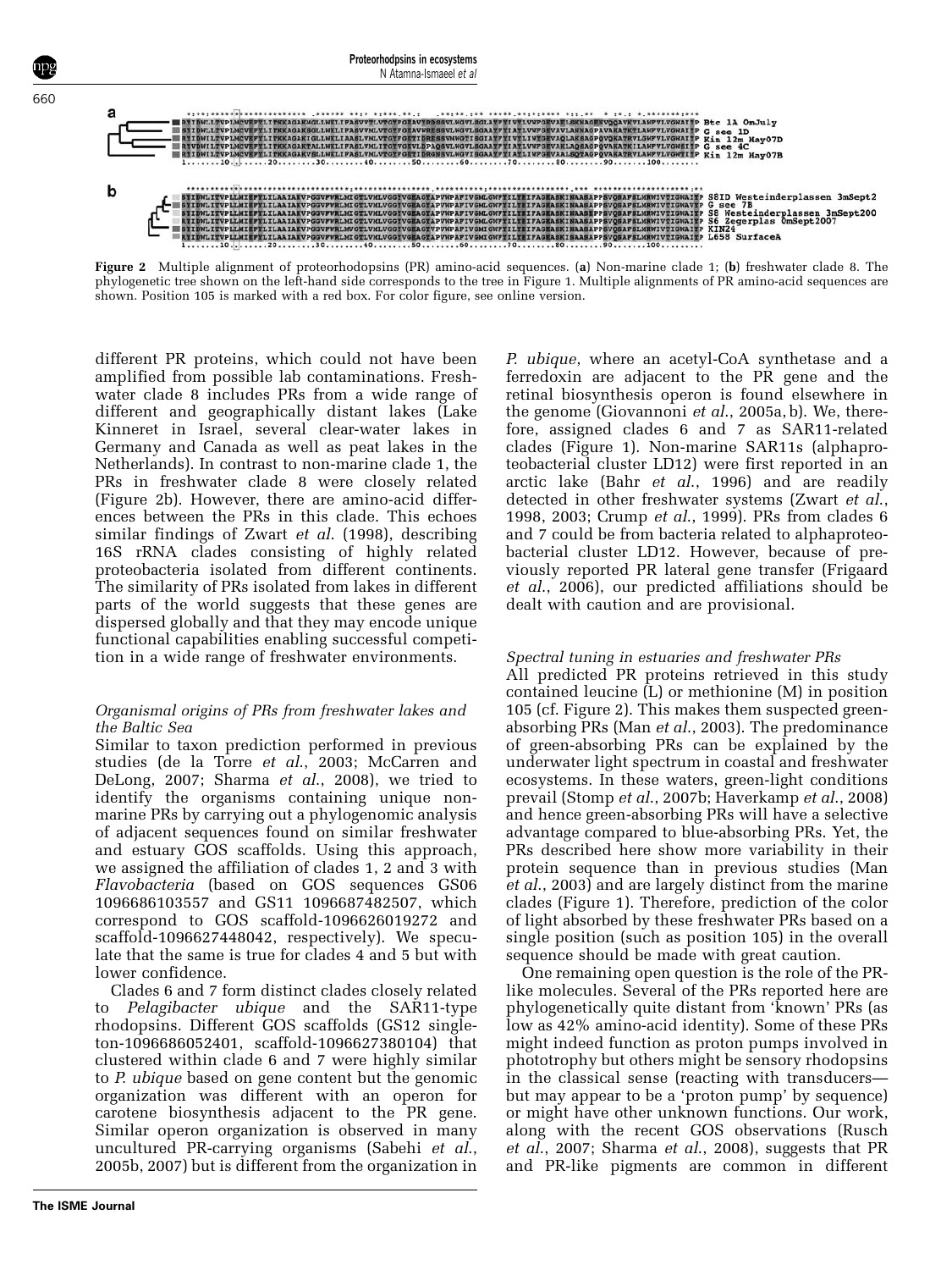**Figure 2** Multiple alignment of proteorhodopsins (PR) amino-acid sequences. (**a**) Non-marine clade 1; (**b**) freshwater clade 8. The phylogenetic tree shown on the left-hand side corresponds to the tree in Figure 1. Multiple alignments of PR amino-acid sequences are shown. Position 105 is marked with a red box. For color figure, see online version.

different PR proteins, which could not have been amplified from possible lab contaminations. Freshwater clade 8 includes PRs from a wide range of different and geographically distant lakes (Lake Kinneret in Israel, several clear-water lakes in Germany and Canada as well as peat lakes in the Netherlands). In contrast to non-marine clade 1, the PRs in freshwater clade 8 were closely related (Figure 2b). However, there are amino-acid differences between the PRs in this clade. This echoes similar findings of Zwart *et al.* (1998), describing 16S rRNA clades consisting of highly related proteobacteria isolated from different continents. The similarity of PRs isolated from lakes in different parts of the world suggests that these genes are dispersed globally and that they may encode unique functional capabilities enabling successful competition in a wide range of freshwater environments.

### *Organismal origins of PRs from freshwater lakes and the Baltic Sea*

Similar to taxon prediction performed in previous studies (de la Torre *et al.*, 2003; McCarren and DeLong, 2007; Sharma *et al.*, 2008), we tried to identify the organisms containing unique non-marine PRs by carrying out a phylogenomic analysis of adjacent sequences found on similar freshwater and estuary GOS scaffolds. Using this approach, we assigned the affiliation of clades 1, 2 and 3 with *Flavobacteria* (based on GOS sequences GS06 1096686103557 and GS11 1096687482507, which correspond to GOS scaffold-1096626019272 and scaffold-1096627448042, respectively). We speculate that the same is true for clades 4 and 5 but with lower confidence.

Clades 6 and 7 form distinct clades closely related to *Pelagibacter ubique* and the SAR11-type rhodopsins. Different GOS scaffolds (GS12 singleton-1096686052401, scaffold-1096627380104) that clustered within clade 6 and 7 were highly similar to *P. ubique* based on gene content but the genomic organization was different with an operon for carotene biosynthesis adjacent to the PR gene. Similar operon organization is observed in many uncultured PR-carrying organisms (Sabehi *et al.*, 2005b, 2007) but is different from the organization in *P. ubique*, where an acetyl-CoA synthetase and a ferredoxin are adjacent to the PR gene and the retinal biosynthesis operon is found elsewhere in the genome (Giovannoni *et al.*, 2005a, b). We, therefore, assigned clades 6 and 7 as SAR11-related clades (Figure 1). Non-marine SAR11s (alphaproteobacterial cluster LD12) were first reported in an arctic lake (Bahr *et al.*, 1996) and are readily detected in other freshwater systems (Zwart *et al.*, 1998, 2003; Crump *et al.*, 1999). PRs from clades 6 and 7 could be from bacteria related to alphaproteobacterial cluster LD12. However, because of previously reported PR lateral gene transfer (Frigaard *et al.*, 2006), our predicted affiliations should be dealt with caution and are provisional.

### *Spectral tuning in estuaries and freshwater PRs*

All predicted PR proteins retrieved in this study contained leucine (L) or methionine (M) in position 105 (cf. Figure 2). This makes them suspected green-absorbing PRs (Man *et al.*, 2003). The predominance of green-absorbing PRs can be explained by the underwater light spectrum in coastal and freshwater ecosystems. In these waters, green-light conditions prevail (Stomp *et al.*, 2007b; Haverkamp *et al.*, 2008) and hence green-absorbing PRs will have a selective advantage compared to blue-absorbing PRs. Yet, the PRs described here show more variability in their protein sequence than in previous studies (Man *et al.*, 2003) and are largely distinct from the marine clades (Figure 1). Therefore, prediction of the color of light absorbed by these freshwater PRs based on a single position (such as position 105) in the overall sequence should be made with great caution.

One remaining open question is the role of the PR-like molecules. Several of the PRs reported here are phylogenetically quite distant from 'known' PRs (as low as 42% amino-acid identity). Some of these PRs might indeed function as proton pumps involved in phototrophy but others might be sensory rhodopsins in the classical sense (reacting with transducers—but may appear to be a 'proton pump' by sequence) or might have other unknown functions. Our work, along with the recent GOS observations (Rusch *et al.*, 2007; Sharma *et al.*, 2008), suggests that PR and PR-like pigments are common in different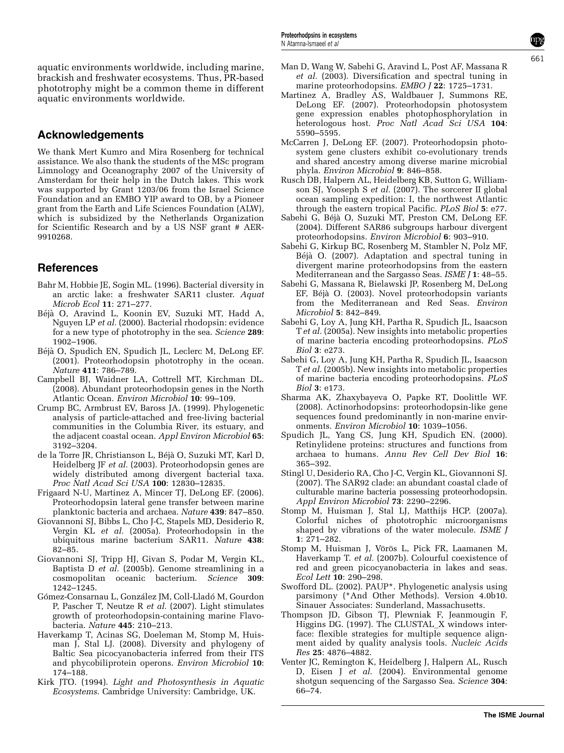aquatic environments worldwide, including marine, brackish and freshwater ecosystems. Thus, PR-based phototrophy might be a common theme in different aquatic environments worldwide.

## Acknowledgements

We thank Mert Kumro and Mira Rosenberg for technical assistance. We also thank the students of the MSc program Limnology and Oceanography 2007 of the University of Amsterdam for their help in the Dutch lakes. This work was supported by Grant 1203/06 from the Israel Science Foundation and an EMBO YIP award to OB, by a Pioneer grant from the Earth and Life Sciences Foundation (ALW), which is subsidized by the Netherlands Organization for Scientific Research and by a US NSF grant # AER-9910268.

## References

Bahr M, Hobbie JE, Sogin ML. (1996). Bacterial diversity in an arctic lake: a freshwater SAR11 cluster. *Aquat Microb Ecol* **11**: 271–277.

Béjà O, Aravind L, Koonin EV, Suzuki MT, Hadd A, Nguyen LP *et al.* (2000). Bacterial rhodopsin: evidence for a new type of phototrophy in the sea. *Science* **289**: 1902–1906.

Béjà O, Spudich EN, Spudich JL, Leclerc M, DeLong EF. (2001). Proteorhodopsin phototrophy in the ocean. *Nature* **411**: 786–789.

Campbell BJ, Waidner LA, Cottrell MT, Kirchman DL. (2008). Abundant proteorhodopsin genes in the North Atlantic Ocean. *Environ Microbiol* **10**: 99–109.

Crump BC, Armbrust EV, Baross JA. (1999). Phylogenetic analysis of particle-attached and free-living bacterial communities in the Columbia River, its estuary, and the adjacent coastal ocean. *Appl Environ Microbiol* **65**: 3192–3204.

de la Torre JR, Christianson L, Béjà O, Suzuki MT, Karl D, Heidelberg JF *et al.* (2003). Proteorhodopsin genes are widely distributed among divergent bacterial taxa. *Proc Natl Acad Sci USA* **100**: 12830–12835.

Frigaard N-U, Martinez A, Mincer TJ, DeLong EF. (2006). Proteorhodopsin lateral gene transfer between marine planktonic bacteria and archaea. *Nature* **439**: 847–850.

Giovannoni SJ, Bibbs L, Cho J-C, Stapels MD, Desiderio R, Vergin KL *et al.* (2005a). Proteorhodopsin in the ubiquitous marine bacterium SAR11. *Nature* **438**: 82–85.

Giovannoni SJ, Tripp HJ, Givan S, Podar M, Vergin KL, Baptista D *et al.* (2005b). Genome streamlining in a cosmopolitan oceanic bacterium. *Science* **309**: 1242–1245.

Gómez-Consarnau L, González JM, Coll-Lladó M, Gourdon P, Pascher T, Neutze R *et al.* (2007). Light stimulates growth of proteorhodopsin-containing marine Flavobacteria. *Nature* **445**: 210–213.

Haverkamp T, Acinas SG, Doeleman M, Stomp M, Huisman J, Stal LJ. (2008). Diversity and phylogeny of Baltic Sea picocyanobacteria inferred from their ITS and phycobiliprotein operons. *Environ Microbiol* **10**: 174–188.

Kirk JTO. (1994). *Light and Photosynthesis in Aquatic Ecosystems*. Cambridge University: Cambridge, UK.

Man D, Wang W, Sabehi G, Aravind L, Post AF, Massana R *et al.* (2003). Diversification and spectral tuning in marine proteorhodopsins. *EMBO J* **22**: 1725–1731.

Martinez A, Bradley AS, Waldbauer J, Summons RE, DeLong EF. (2007). Proteorhodopsin photosystem gene expression enables photophosphorylation in heterologous host. *Proc Natl Acad Sci USA* **104**: 5590–5595.

McCarren J, DeLong EF. (2007). Proteorhodopsin photosystem gene clusters exhibit co-evolutionary trends and shared ancestry among diverse marine microbial phyla. *Environ Microbiol* **9**: 846–858.

Rusch DB, Halpern AL, Heidelberg KB, Sutton G, Williamson SJ, Yooseph S *et al.* (2007). The sorcerer II global ocean sampling expedition: I, the northwest Atlantic through the eastern tropical Pacific. *PLoS Biol* **5**: e77.

Sabehi G, Béjà O, Suzuki MT, Preston CM, DeLong EF. (2004). Different SAR86 subgroups harbour divergent proteorhodopsins. *Environ Microbiol* **6**: 903–910.

Sabehi G, Kirkup BC, Rosenberg M, Stambler N, Polz MF, Béjà O. (2007). Adaptation and spectral tuning in divergent marine proteorhodopsins from the eastern Mediterranean and the Sargasso Seas. *ISME J* **1**: 48–55.

Sabehi G, Massana R, Bielawski JP, Rosenberg M, DeLong EF, Béjà O. (2003). Novel proteorhodopsin variants from the Mediterranean and Red Seas. *Environ Microbiol* **5**: 842–849.

Sabehi G, Loy A, Jung KH, Partha R, Spudich JL, Isaacson T *et al.* (2005a). New insights into metabolic properties of marine bacteria encoding proteorhodopsins. *PLoS Biol* **3**: e273.

Sabehi G, Loy A, Jung KH, Partha R, Spudich JL, Isaacson T *et al.* (2005b). New insights into metabolic properties of marine bacteria encoding proteorhodopsins. *PLoS Biol* **3**: e173.

Sharma AK, Zhaxybayeva O, Papke RT, Doolittle WF. (2008). Actinorhodopsins: proteorhodopsin-like gene sequences found predominantly in non-marine environments. *Environ Microbiol* **10**: 1039–1056.

Spudich JL, Yang CS, Jung KH, Spudich EN. (2000). Retinylidene proteins: structures and functions from archaea to humans. *Annu Rev Cell Dev Biol* **16**: 365–392.

Stingl U, Desiderio RA, Cho J-C, Vergin KL, Giovannoni SJ. (2007). The SAR92 clade: an abundant coastal clade of culturable marine bacteria possessing proteorhodopsin. *Appl Environ Microbiol* **73**: 2290–2296.

Stomp M, Huisman J, Stal LJ, Matthijs HCP. (2007a). Colorful niches of phototrophic microorganisms shaped by vibrations of the water molecule. *ISME J* **1**: 271–282.

Stomp M, Huisman J, Vörös L, Pick FR, Laamanen M, Haverkamp T. *et al.* (2007b). Colourful coexistence of red and green picocyanobacteria in lakes and seas. *Ecol Lett* **10**: 290–298.

Swofford DL. (2002). PAUP*. Phylogenetic analysis using parsimony (*And Other Methods). Version 4.0b10. Sinauer Associates: Sunderland, Massachusetts.

Thompson JD, Gibson TJ, Plewniak F, Jeanmougin F, Higgins DG. (1997). The CLUSTAL_X windows interface: flexible strategies for multiple sequence alignment aided by quality analysis tools. *Nucleic Acids Res* **25**: 4876–4882.

Venter JC, Remington K, Heidelberg J, Halpern AL, Rusch D, Eisen J *et al.* (2004). Environmental genome shotgun sequencing of the Sargasso Sea. *Science* **304**: 66–74.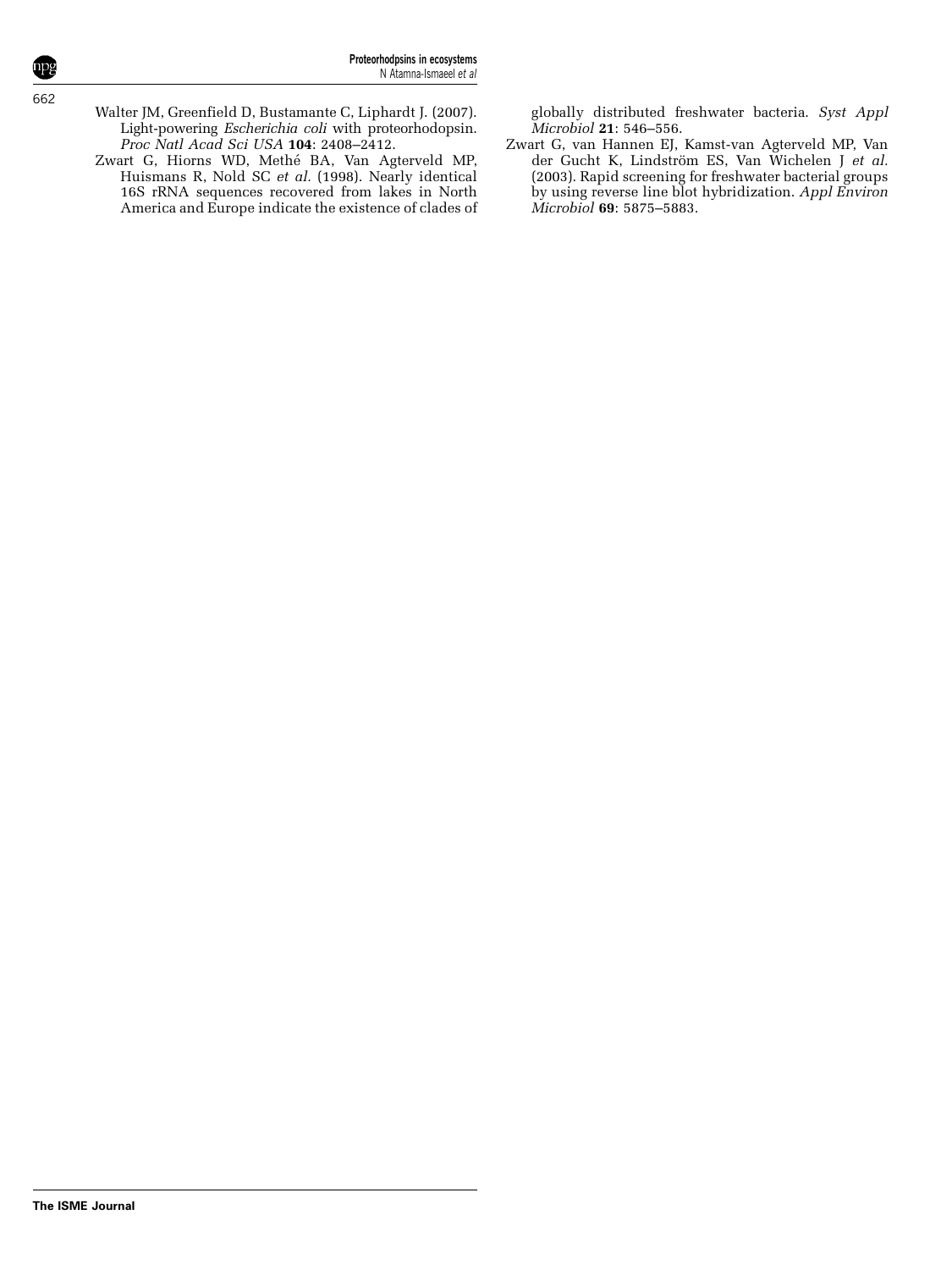Walter JM, Greenfield D, Bustamante C, Liphardt J. (2007). Light-powering *Escherichia coli* with proteorhodopsin. *Proc Natl Acad Sci USA* **104**: 2408–2412.

Zwart G, Hiorns WD, Methé BA, Van Agterveld MP, Huismans R, Nold SC *et al.* (1998). Nearly identical 16S rRNA sequences recovered from lakes in North America and Europe indicate the existence of clades of globally distributed freshwater bacteria. *Syst Appl Microbiol* **21**: 546–556.

Zwart G, van Hannen EJ, Kamst-van Agterveld MP, Van der Gucht K, Lindström ES, Van Wichelen J *et al.* (2003). Rapid screening for freshwater bacterial groups by using reverse line blot hybridization. *Appl Environ Microbiol* **69**: 5875–5883.